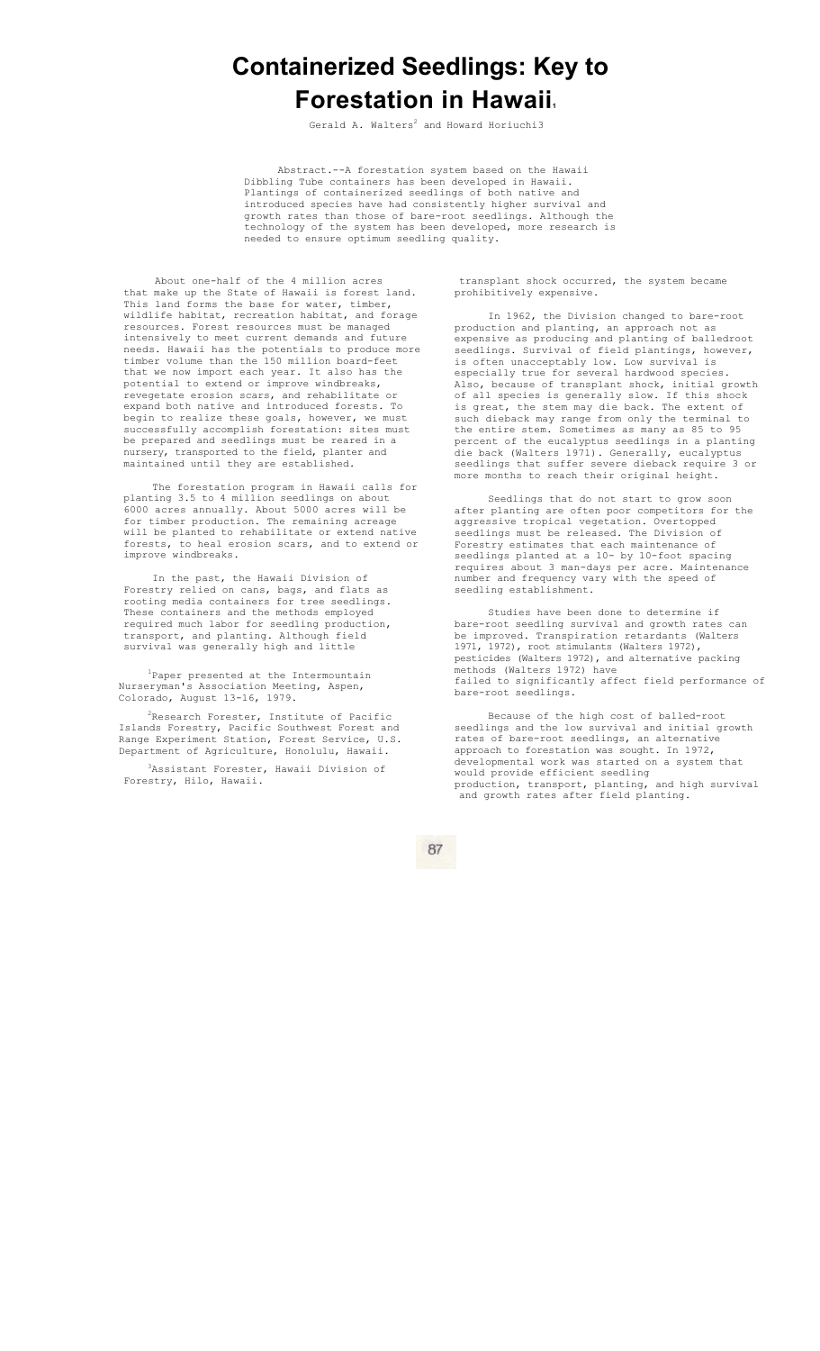# Containerized Seedlings: Key to Forestation in Hawaii[1]

Gerald A. Walters[2] and Howard Horiuchi[3]

Abstract.--A forestation system based on the Hawaii Dibbling Tube containers has been developed in Hawaii. Plantings of containerized seedlings of both native and introduced species have had consistently higher survival and growth rates than those of bare-root seedlings. Although the technology of the system has been developed, more research is needed to ensure optimum seedling quality.

About one-half of the 4 million acres that make up the State of Hawaii is forest land. This land forms the base for water, timber, wildlife habitat, recreation habitat, and forage resources. Forest resources must be managed intensively to meet current demands and future needs. Hawaii has the potentials to produce more timber volume than the 150 million board-feet that we now import each year. It also has the potential to extend or improve windbreaks, revegetate erosion scars, and rehabilitate or expand both native and introduced forests. To begin to realize these goals, however, we must successfully accomplish forestation: sites must be prepared and seedlings must be reared in a nursery, transported to the field, planter and maintained until they are established.

The forestation program in Hawaii calls for planting 3.5 to 4 million seedlings on about 6000 acres annually. About 5000 acres will be for timber production. The remaining acreage will be planted to rehabilitate or extend native forests, to heal erosion scars, and to extend or improve windbreaks.

In the past, the Hawaii Division of Forestry relied on cans, bags, and flats as rooting media containers for tree seedlings. These containers and the methods employed required much labor for seedling production, transport, and planting. Although field survival was generally high and little transplant shock occurred, the system became prohibitively expensive.

In 1962, the Division changed to bare-root production and planting, an approach not as expensive as producing and planting of balledroot seedlings. Survival of field plantings, however, is often unacceptably low. Low survival is especially true for several hardwood species. Also, because of transplant shock, initial growth of all species is generally slow. If this shock is great, the stem may die back. The extent of such dieback may range from only the terminal to the entire stem. Sometimes as many as 85 to 95 percent of the eucalyptus seedlings in a planting die back (Walters 1971). Generally, eucalyptus seedlings that suffer severe dieback require 3 or more months to reach their original height.

Seedlings that do not start to grow soon after planting are often poor competitors for the aggressive tropical vegetation. Overtopped seedlings must be released. The Division of Forestry estimates that each maintenance of seedlings planted at a 10- by 10-foot spacing requires about 3 man-days per acre. Maintenance number and frequency vary with the speed of seedling establishment.

Studies have been done to determine if bare-root seedling survival and growth rates can be improved. Transpiration retardants (Walters 1971, 1972), root stimulants (Walters 1972), pesticides (Walters 1972), and alternative packing methods (Walters 1972) have failed to significantly affect field performance of bare-root seedlings.

Because of the high cost of balled-root seedlings and the low survival and initial growth rates of bare-root seedlings, an alternative approach to forestation was sought. In 1972, developmental work was started on a system that would provide efficient seedling production, transport, planting, and high survival and growth rates after field planting.

[1] Paper presented at the Intermountain Nurseryman's Association Meeting, Aspen, Colorado, August 13-16, 1979.

[2] Research Forester, Institute of Pacific Islands Forestry, Pacific Southwest Forest and Range Experiment Station, Forest Service, U.S. Department of Agriculture, Honolulu, Hawaii.

[3] Assistant Forester, Hawaii Division of Forestry, Hilo, Hawaii.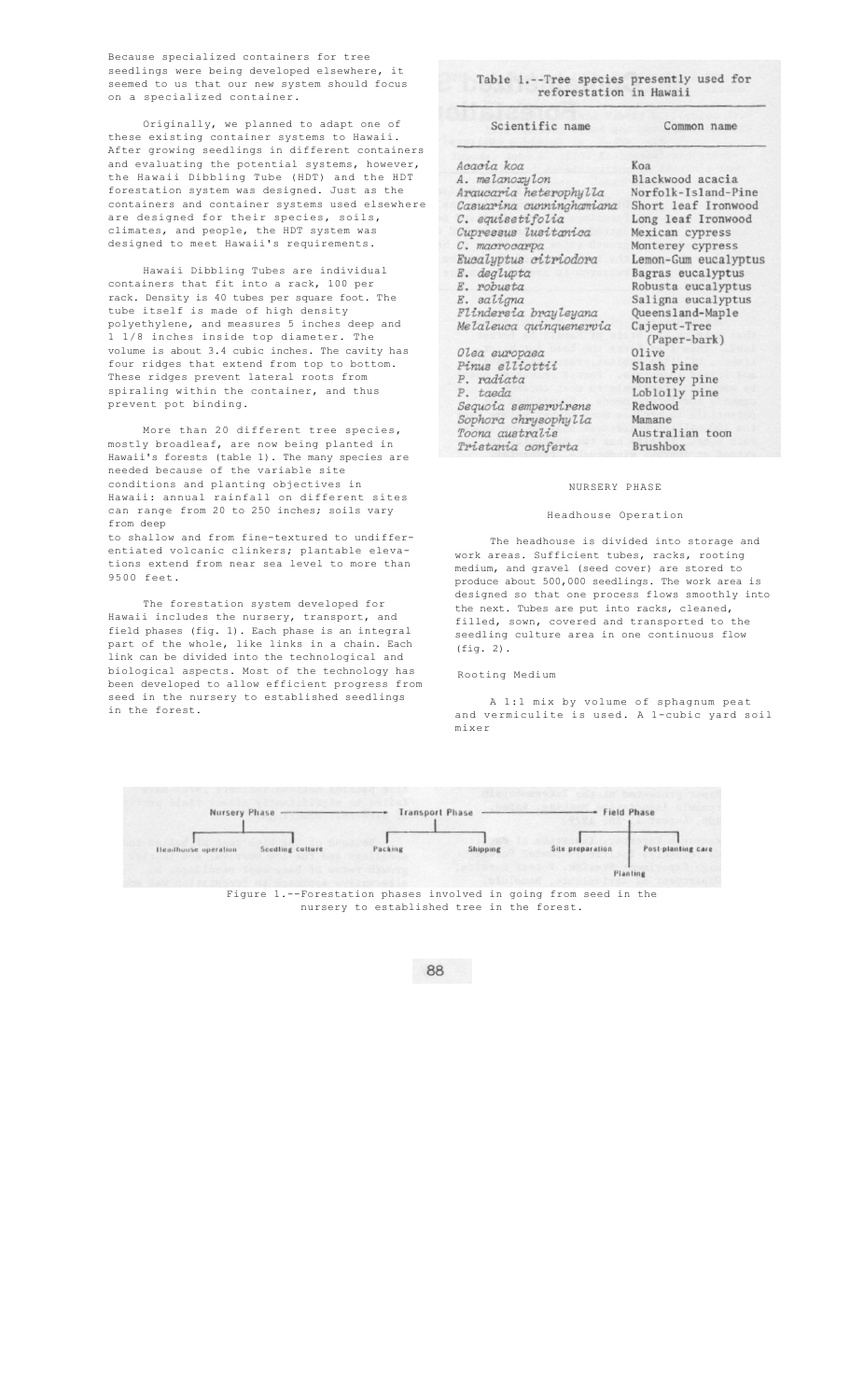Because specialized containers for tree seedlings were being developed elsewhere, it seemed to us that our new system should focus on a specialized container.

Originally, we planned to adapt one of these existing container systems to Hawaii. After growing seedlings in different containers and evaluating the potential systems, however, the Hawaii Dibbling Tube (HDT) and the HDT forestation system was designed. Just as the containers and container systems used elsewhere are designed for their species, soils, climates, and people, the HDT system was designed to meet Hawaii's requirements.

Hawaii Dibbling Tubes are individual containers that fit into a rack, 100 per rack. Density is 40 tubes per square foot. The tube itself is made of high density polyethylene, and measures 5 inches deep and 1 1/8 inches inside top diameter. The volume is about 3.4 cubic inches. The cavity has four ridges that extend from top to bottom. These ridges prevent lateral roots from spiraling within the container, and thus prevent pot binding.

More than 20 different tree species, mostly broadleaf, are now being planted in Hawaii's forests (table 1). The many species are needed because of the variable site conditions and planting objectives in Hawaii: annual rainfall on different sites can range from 20 to 250 inches; soils vary from deep to shallow and from fine-textured to undifferentiated volcanic clinkers; plantable elevations extend from near sea level to more than 9500 feet.

The forestation system developed for Hawaii includes the nursery, transport, and field phases (fig. 1). Each phase is an integral part of the whole, like links in a chain. Each link can be divided into the technological and biological aspects. Most of the technology has been developed to allow efficient progress from seed in the nursery to established seedlings in the forest.

Table 1.--Tree species presently used for reforestation in Hawaii

| Scientific name | Common name |
|---|---|
| *Acacia koa* | Koa |
| *A. melanoxylon* | Blackwood acacia |
| *Araucaria heterophylla* | Norfolk-Island-Pine |
| *Casuarina cunninghamiana* | Short leaf Ironwood |
| *C. equisetifolia* | Long leaf Ironwood |
| *Cupressus lusitanica* | Mexican cypress |
| *C. macrocarpa* | Monterey cypress |
| *Eucalyptus citriodora* | Lemon-Gum eucalyptus |
| *E. deglupta* | Bagras eucalyptus |
| *E. robusta* | Robusta eucalyptus |
| *E. saligna* | Saligna eucalyptus |
| *Flindersia brayleyana* | Queensland-Maple |
| *Melaleuca quinquenervia* | Cajeput-Tree (Paper-bark) |
| *Olea europaea* | Olive |
| *Pinus elliottii* | Slash pine |
| *P. radiata* | Monterey pine |
| *P. taeda* | Loblolly pine |
| *Sequoia sempervirens* | Redwood |
| *Sophora chrysophylla* | Mamane |
| *Toona australis* | Australian toon |
| *Tristania conferta* | Brushbox |

## NURSERY PHASE

### Headhouse Operation

The headhouse is divided into storage and work areas. Sufficient tubes, racks, rooting medium, and gravel (seed cover) are stored to produce about 500,000 seedlings. The work area is designed so that one process flows smoothly into the next. Tubes are put into racks, cleaned, filled, sown, covered and transported to the seedling culture area in one continuous flow (fig. 2).

#### Rooting Medium

A 1:1 mix by volume of sphagnum peat and vermiculite is used. A 1-cubic yard soil mixer

Nursery Phase → Transport Phase → Field Phase

- Nursery Phase: Headhouse operation; Seedling culture
- Transport Phase: Packing; Shipping
- Field Phase: Site preparation; Planting; Post-planting care

Figure 1.--Forestation phases involved in going from seed in the nursery to established tree in the forest.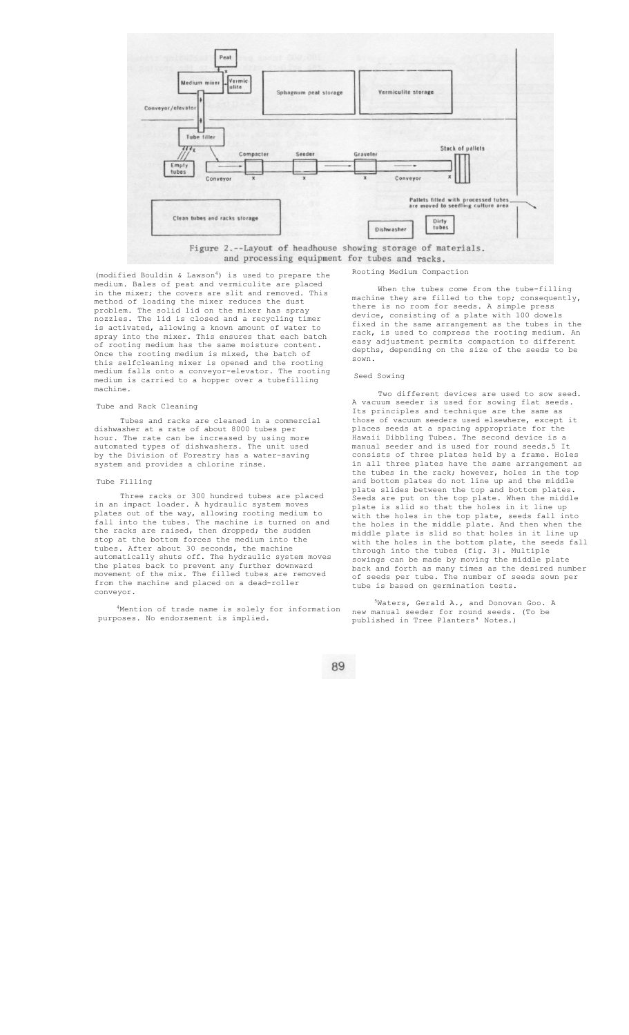Figure 2.--Layout of headhouse showing storage of materials. and processing equipment for tubes and racks.

(modified Bouldin & Lawson[4]) is used to prepare the medium. Bales of peat and vermiculite are placed in the mixer; the covers are slit and removed. This method of loading the mixer reduces the dust problem. The solid lid on the mixer has spray nozzles. The lid is closed and a recycling timer is activated, allowing a known amount of water to spray into the mixer. This ensures that each batch of rooting medium has the same moisture content. Once the rooting medium is mixed, the batch of this selfcleaning mixer is opened and the rooting medium falls onto a conveyor-elevator. The rooting medium is carried to a hopper over a tubefilling machine.

### Tube and Rack Cleaning

Tubes and racks are cleaned in a commercial dishwasher at a rate of about 8000 tubes per hour. The rate can be increased by using more automated types of dishwashers. The unit used by the Division of Forestry has a water-saving system and provides a chlorine rinse.

### Tube Filling

Three racks or 300 hundred tubes are placed in an impact loader. A hydraulic system moves plates out of the way, allowing rooting medium to fall into the tubes. The machine is turned on and the racks are raised, then dropped; the sudden stop at the bottom forces the medium into the tubes. After about 30 seconds, the machine automatically shuts off. The hydraulic system moves the plates back to prevent any further downward movement of the mix. The filled tubes are removed from the machine and placed on a dead-roller conveyor.

[4]Mention of trade name is solely for information purposes. No endorsement is implied.

### Rooting Medium Compaction

When the tubes come from the tube-filling machine they are filled to the top; consequently, there is no room for seeds. A simple press device, consisting of a plate with 100 dowels fixed in the same arrangement as the tubes in the rack, is used to compress the rooting medium. An easy adjustment permits compaction to different depths, depending on the size of the seeds to be sown.

### Seed Sowing

Two different devices are used to sow seed. A vacuum seeder is used for sowing flat seeds. Its principles and technique are the same as those of vacuum seeders used elsewhere, except it places seeds at a spacing appropriate for the Hawaii Dibbling Tubes. The second device is a manual seeder and is used for round seeds.5 It consists of three plates held by a frame. Holes in all three plates have the same arrangement as the tubes in the rack; however, holes in the top and bottom plates do not line up and the middle plate slides between the top and bottom plates. Seeds are put on the top plate. When the middle plate is slid so that the holes in it line up with the holes in the top plate, seeds fall into the holes in the middle plate. And then when the middle plate is slid so that holes in it line up with the holes in the bottom plate, the seeds fall through into the tubes (fig. 3). Multiple sowings can be made by moving the middle plate back and forth as many times as the desired number of seeds per tube. The number of seeds sown per tube is based on germination tests.

[5]Waters, Gerald A., and Donovan Goo. A new manual seeder for round seeds. (To be published in Tree Planters' Notes.)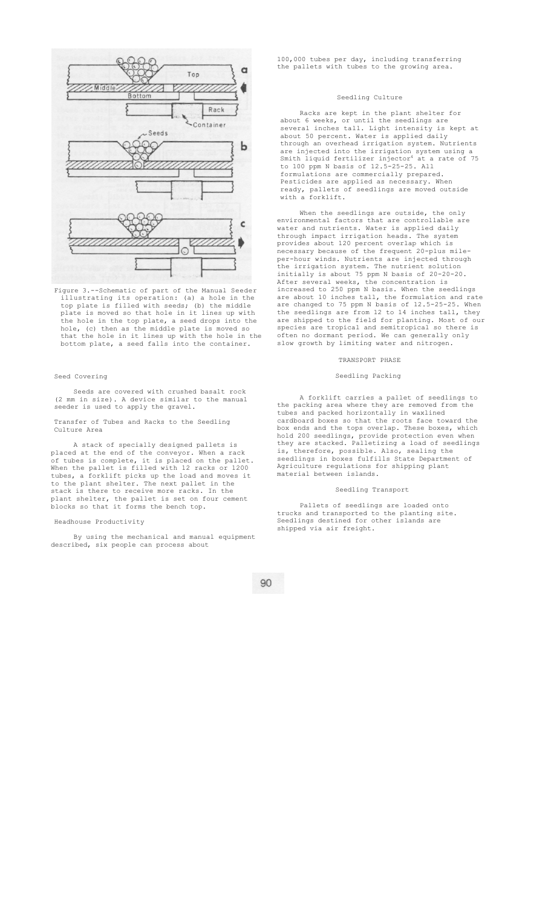Figure 3.--Schematic of part of the Manual Seeder illustrating its operation: (a) a hole in the top plate is filled with seeds; (b) the middle plate is moved so that hole in it lines up with the hole in the top plate, a seed drops into the hole, (c) then as the middle plate is moved so that the hole in it lines up with the hole in the bottom plate, a seed falls into the container.

### Seed Covering

Seeds are covered with crushed basalt rock (2 mm in size). A device similar to the manual seeder is used to apply the gravel.

### Transfer of Tubes and Racks to the Seedling Culture Area

A stack of specially designed pallets is placed at the end of the conveyor. When a rack of tubes is complete, it is placed on the pallet. When the pallet is filled with 12 racks or 1200 tubes, a forklift picks up the load and moves it to the plant shelter. The next pallet in the stack is there to receive more racks. In the plant shelter, the pallet is set on four cement blocks so that it forms the bench top.

### Headhouse Productivity

By using the mechanical and manual equipment described, six people can process about 100,000 tubes per day, including transferring the pallets with tubes to the growing area.

### Seedling Culture

Racks are kept in the plant shelter for about 6 weeks, or until the seedlings are several inches tall. Light intensity is kept at about 50 percent. Water is applied daily through an overhead irrigation system. Nutrients are injected into the irrigation system using a Smith liquid fertilizer injector[4] at a rate of 75 to 100 ppm N basis of 12.5-25-25. All formulations are commercially prepared. Pesticides are applied as necessary. When ready, pallets of seedlings are moved outside with a forklift.

When the seedlings are outside, the only environmental factors that are controllable are water and nutrients. Water is applied daily through impact irrigation heads. The system provides about 120 percent overlap which is necessary because of the frequent 20-plus mile-per-hour winds. Nutrients are injected through the irrigation system. The nutrient solution initially is about 75 ppm N basis of 20-20-20. After several weeks, the concentration is increased to 250 ppm N basis. When the seedlings are about 10 inches tall, the formulation and rate are changed to 75 ppm N basis of 12.5-25-25. When the seedlings are from 12 to 14 inches tall, they are shipped to the field for planting. Most of our species are tropical and semitropical so there is often no dormant period. We can generally only slow growth by limiting water and nitrogen.

## TRANSPORT PHASE

### Seedling Packing

A forklift carries a pallet of seedlings to the packing area where they are removed from the tubes and packed horizontally in waxlined cardboard boxes so that the roots face toward the box ends and the tops overlap. These boxes, which hold 200 seedlings, provide protection even when they are stacked. Palletizing a load of seedlings is, therefore, possible. Also, sealing the seedlings in boxes fulfills State Department of Agriculture regulations for shipping plant material between islands.

### Seedling Transport

Pallets of seedlings are loaded onto trucks and transported to the planting site. Seedlings destined for other islands are shipped via air freight.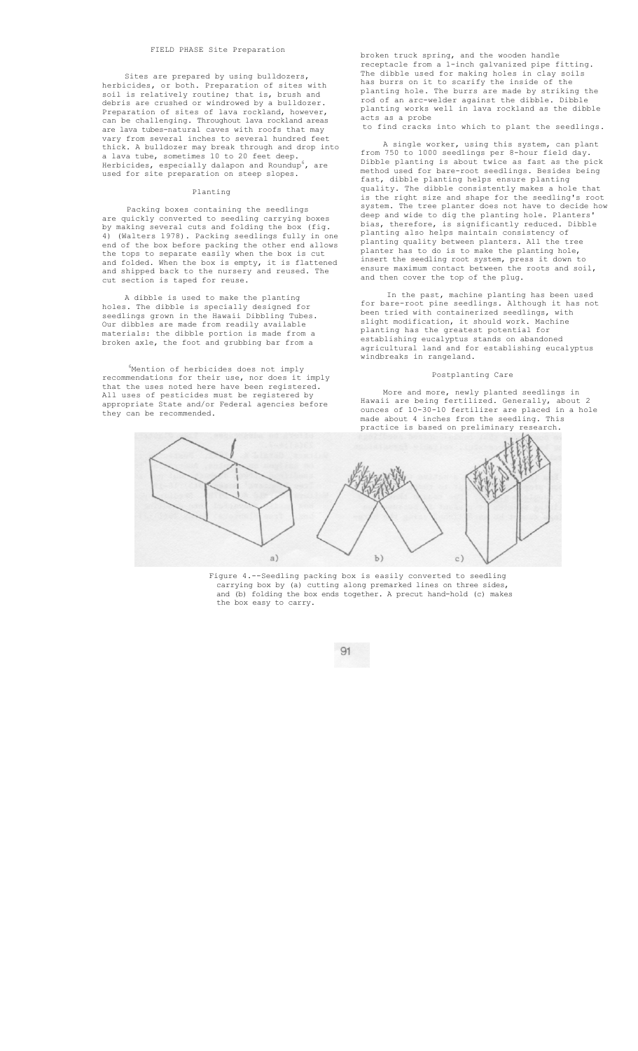### FIELD PHASE Site Preparation

Sites are prepared by using bulldozers, herbicides, or both. Preparation of sites with soil is relatively routine; that is, brush and debris are crushed or windrowed by a bulldozer. Preparation of sites of lava rockland, however, can be challenging. Throughout lava rockland areas are lava tubes-natural caves with roofs that may vary from several inches to several hundred feet thick. A bulldozer may break through and drop into a lava tube, sometimes 10 to 20 feet deep. Herbicides, especially dalapon and Roundup[6], are used for site preparation on steep slopes.

### Planting

Packing boxes containing the seedlings are quickly converted to seedling carrying boxes by making several cuts and folding the box (fig. 4) (Walters 1978). Packing seedlings fully in one end of the box before packing the other end allows the tops to separate easily when the box is cut and folded. When the box is empty, it is flattened and shipped back to the nursery and reused. The cut section is taped for reuse.

A dibble is used to make the planting holes. The dibble is specially designed for seedlings grown in the Hawaii Dibbling Tubes. Our dibbles are made from readily available materials: the dibble portion is made from a broken axle, the foot and grubbing bar from a broken truck spring, and the wooden handle receptacle from a 1-inch galvanized pipe fitting. The dibble used for making holes in clay soils has burrs on it to scarify the inside of the planting hole. The burrs are made by striking the rod of an arc-welder against the dibble. Dibble planting works well in lava rockland as the dibble acts as a probe to find cracks into which to plant the seedlings.

A single worker, using this system, can plant from 750 to 1000 seedlings per 8-hour field day. Dibble planting is about twice as fast as the pick method used for bare-root seedlings. Besides being fast, dibble planting helps ensure planting quality. The dibble consistently makes a hole that is the right size and shape for the seedling's root system. The tree planter does not have to decide how deep and wide to dig the planting hole. Planters' bias, therefore, is significantly reduced. Dibble planting also helps maintain consistency of planting quality between planters. All the tree planter has to do is to make the planting hole, insert the seedling root system, press it down to ensure maximum contact between the roots and soil, and then cover the top of the plug.

In the past, machine planting has been used for bare-root pine seedlings. Although it has not been tried with containerized seedlings, with slight modification, it should work. Machine planting has the greatest potential for establishing eucalyptus stands on abandoned agricultural land and for establishing eucalyptus windbreaks in rangeland.

### Postplanting Care

More and more, newly planted seedlings in Hawaii are being fertilized. Generally, about 2 ounces of 10-30-10 fertilizer are placed in a hole made about 4 inches from the seedling. This practice is based on preliminary research.

Figure 4.--Seedling packing box is easily converted to seedling carrying box by (a) cutting along premarked lines on three sides, and (b) folding the box ends together. A precut hand-hold (c) makes the box easy to carry.

[6]Mention of herbicides does not imply recommendations for their use, nor does it imply that the uses noted here have been registered. All uses of pesticides must be registered by appropriate State and/or Federal agencies before they can be recommended.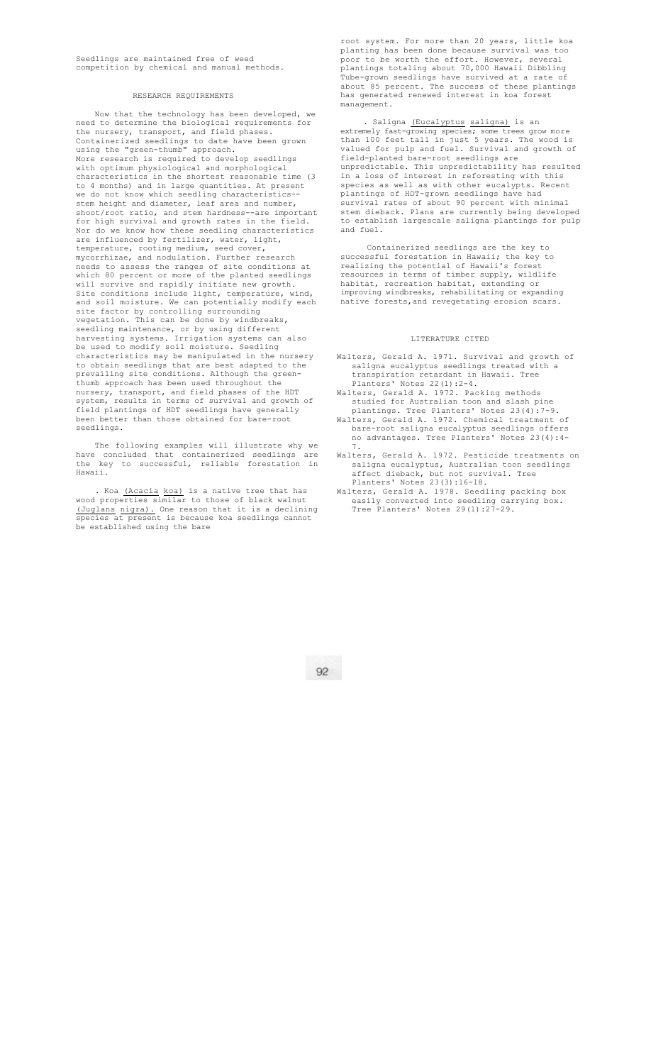Seedlings are maintained free of weed competition by chemical and manual methods.

## RESEARCH REQUIREMENTS

Now that the technology has been developed, we need to determine the biological requirements for the nursery, transport, and field phases. Containerized seedlings to date have been grown using the "green-thumb" approach. More research is required to develop seedlings with optimum physiological and morphological characteristics in the shortest reasonable time (3 to 4 months) and in large quantities. At present we do not know which seedling characteristics--stem height and diameter, leaf area and number, shoot/root ratio, and stem hardness--are important for high survival and growth rates in the field. Nor do we know how these seedling characteristics are influenced by fertilizer, water, light, temperature, rooting medium, seed cover, mycorrhizae, and nodulation. Further research needs to assess the ranges of site conditions at which 80 percent or more of the planted seedlings will survive and rapidly initiate new growth. Site conditions include light, temperature, wind, and soil moisture. We can potentially modify each site factor by controlling surrounding vegetation. This can be done by windbreaks, seedling maintenance, or by using different harvesting systems. Irrigation systems can also be used to modify soil moisture. Seedling characteristics may be manipulated in the nursery to obtain seedlings that are best adapted to the prevailing site conditions. Although the green-thumb approach has been used throughout the nursery, transport, and field phases of the HDT system, results in terms of survival and growth of field plantings of HDT seedlings have generally been better than those obtained for bare-root seedlings.

The following examples will illustrate why we have concluded that containerized seedlings are the key to successful, reliable forestation in Hawaii.

. Koa (*Acacia koa*) is a native tree that has wood properties similar to those of black walnut (*Juglans nigra*). One reason that it is a declining species at present is because koa seedlings cannot be established using the bare root system. For more than 20 years, little koa planting has been done because survival was too poor to be worth the effort. However, several plantings totaling about 70,000 Hawaii Dibbling Tube-grown seedlings have survived at a rate of about 85 percent. The success of these plantings has generated renewed interest in koa forest management.

. Saligna (*Eucalyptus saligna*) is an extremely fast-growing species; some trees grow more than 100 feet tall in just 5 years. The wood is valued for pulp and fuel. Survival and growth of field-planted bare-root seedlings are unpredictable. This unpredictability has resulted in a loss of interest in reforesting with this species as well as with other eucalypts. Recent plantings of HDT-grown seedlings have had survival rates of about 90 percent with minimal stem dieback. Plans are currently being developed to establish largescale saligna plantings for pulp and fuel.

Containerized seedlings are the key to successful forestation in Hawaii; the key to realizing the potential of Hawaii's forest resources in terms of timber supply, wildlife habitat, recreation habitat, extending or improving windbreaks, rehabilitating or expanding native forests, and revegetating erosion scars.

## LITERATURE CITED

Walters, Gerald A. 1971. Survival and growth of saligna eucalyptus seedlings treated with a transpiration retardant in Hawaii. Tree Planters' Notes 22(1):2-4.

Walters, Gerald A. 1972. Packing methods studied for Australian toon and slash pine plantings. Tree Planters' Notes 23(4):7-9.

Walters, Gerald A. 1972. Chemical treatment of bare-root saligna eucalyptus seedlings offers no advantages. Tree Planters' Notes 23(4):4-7.

Walters, Gerald A. 1972. Pesticide treatments on saligna eucalyptus, Australian toon seedlings affect dieback, but not survival. Tree Planters' Notes 23(3):16-18.

Walters, Gerald A. 1978. Seedling packing box easily converted into seedling carrying box. Tree Planters' Notes 29(1):27-29.